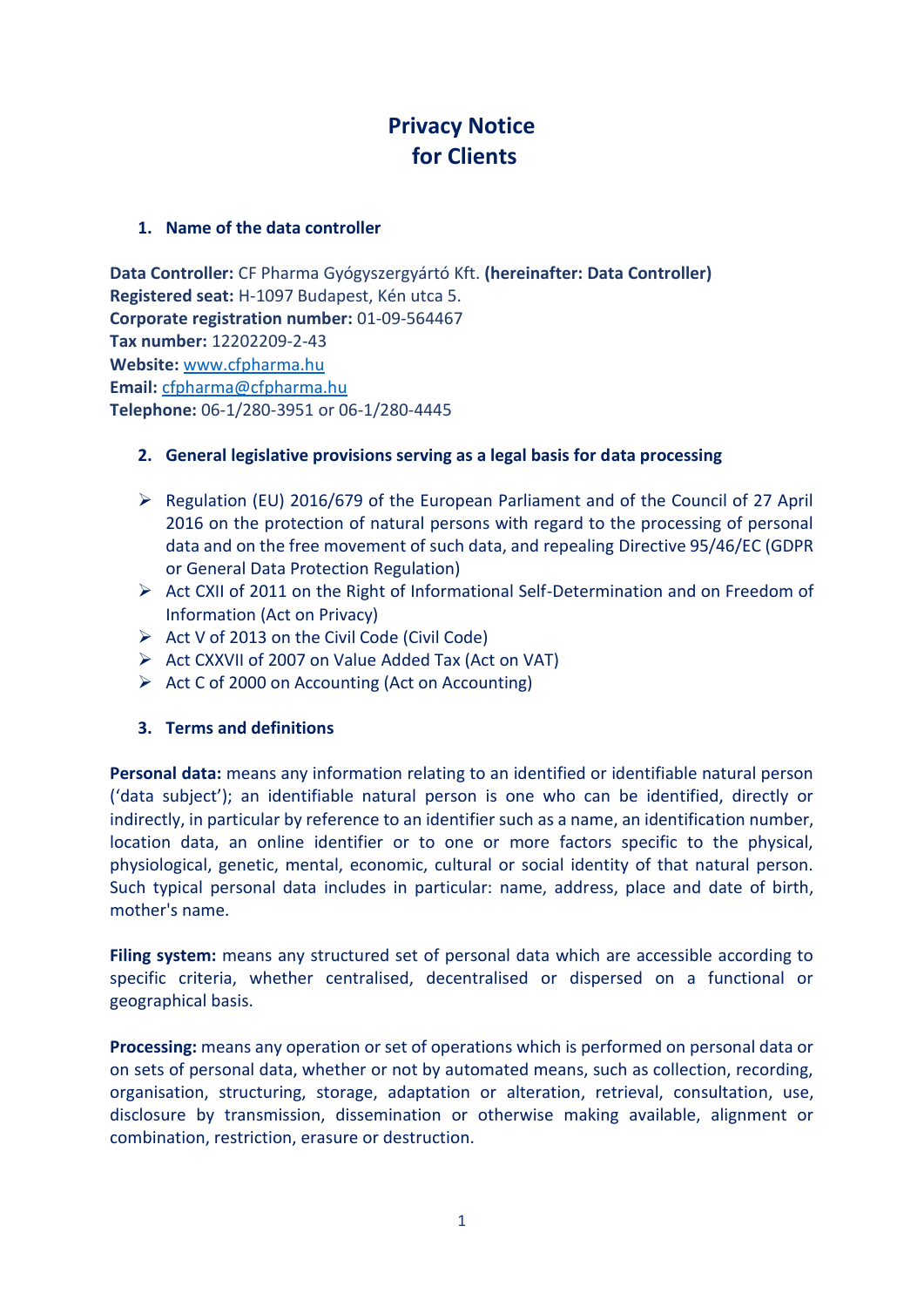# Privacy Notice for Clients

## 1. Name of the data controller

**Data Controller:** CF Pharma Gyógyszergyártó Kft. **(hereinafter: Data Controller)**
**Registered seat:** H-1097 Budapest, Kén utca 5.
**Corporate registration number:** 01-09-564467
**Tax number:** 12202209-2-43
**Website:** [www.cfpharma.hu](http://www.cfpharma.hu)
**Email:** [cfpharma@cfpharma.hu](mailto:cfpharma@cfpharma.hu)
**Telephone:** 06-1/280-3951 or 06-1/280-4445

## 2. General legislative provisions serving as a legal basis for data processing

- Regulation (EU) 2016/679 of the European Parliament and of the Council of 27 April 2016 on the protection of natural persons with regard to the processing of personal data and on the free movement of such data, and repealing Directive 95/46/EC (GDPR or General Data Protection Regulation)
- Act CXII of 2011 on the Right of Informational Self-Determination and on Freedom of Information (Act on Privacy)
- Act V of 2013 on the Civil Code (Civil Code)
- Act CXXVII of 2007 on Value Added Tax (Act on VAT)
- Act C of 2000 on Accounting (Act on Accounting)

## 3. Terms and definitions

**Personal data:** means any information relating to an identified or identifiable natural person ('data subject'); an identifiable natural person is one who can be identified, directly or indirectly, in particular by reference to an identifier such as a name, an identification number, location data, an online identifier or to one or more factors specific to the physical, physiological, genetic, mental, economic, cultural or social identity of that natural person. Such typical personal data includes in particular: name, address, place and date of birth, mother's name.

**Filing system:** means any structured set of personal data which are accessible according to specific criteria, whether centralised, decentralised or dispersed on a functional or geographical basis.

**Processing:** means any operation or set of operations which is performed on personal data or on sets of personal data, whether or not by automated means, such as collection, recording, organisation, structuring, storage, adaptation or alteration, retrieval, consultation, use, disclosure by transmission, dissemination or otherwise making available, alignment or combination, restriction, erasure or destruction.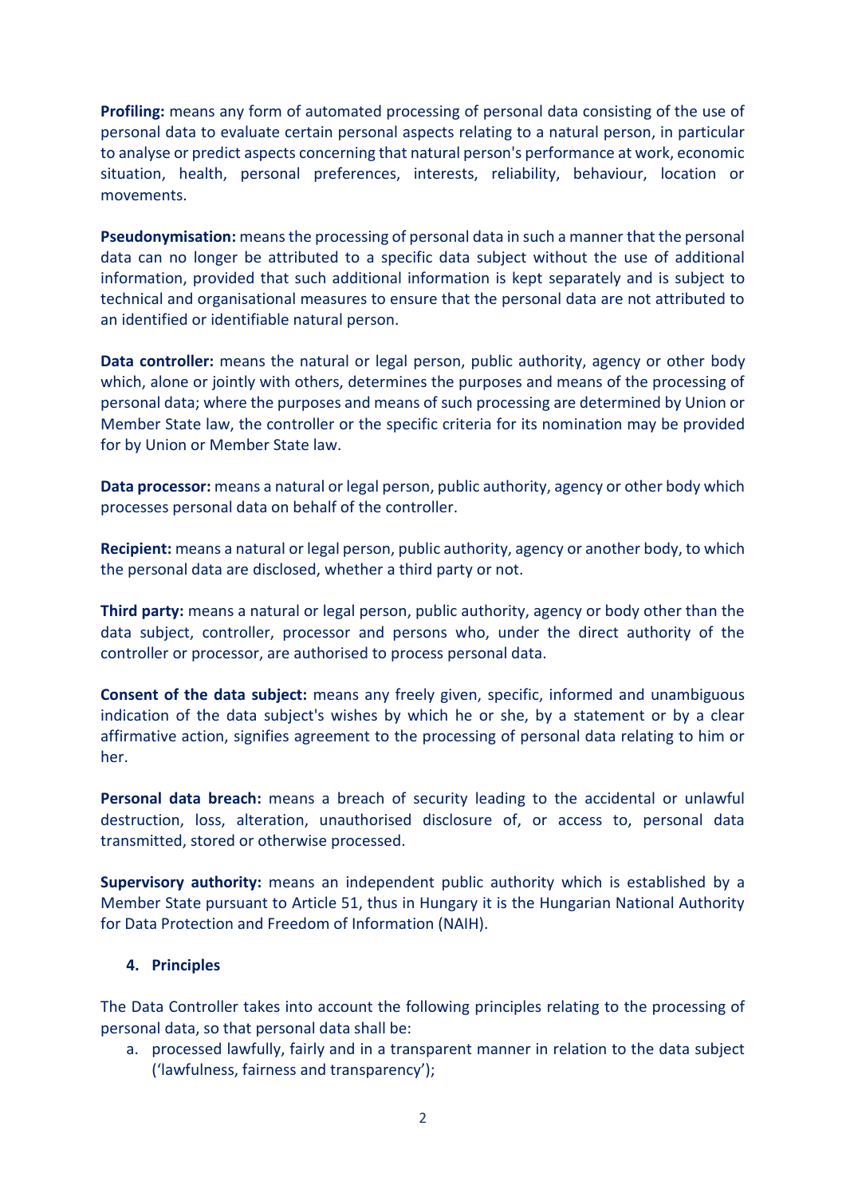**Profiling:** means any form of automated processing of personal data consisting of the use of personal data to evaluate certain personal aspects relating to a natural person, in particular to analyse or predict aspects concerning that natural person's performance at work, economic situation, health, personal preferences, interests, reliability, behaviour, location or movements.

**Pseudonymisation:** means the processing of personal data in such a manner that the personal data can no longer be attributed to a specific data subject without the use of additional information, provided that such additional information is kept separately and is subject to technical and organisational measures to ensure that the personal data are not attributed to an identified or identifiable natural person.

**Data controller:** means the natural or legal person, public authority, agency or other body which, alone or jointly with others, determines the purposes and means of the processing of personal data; where the purposes and means of such processing are determined by Union or Member State law, the controller or the specific criteria for its nomination may be provided for by Union or Member State law.

**Data processor:** means a natural or legal person, public authority, agency or other body which processes personal data on behalf of the controller.

**Recipient:** means a natural or legal person, public authority, agency or another body, to which the personal data are disclosed, whether a third party or not.

**Third party:** means a natural or legal person, public authority, agency or body other than the data subject, controller, processor and persons who, under the direct authority of the controller or processor, are authorised to process personal data.

**Consent of the data subject:** means any freely given, specific, informed and unambiguous indication of the data subject's wishes by which he or she, by a statement or by a clear affirmative action, signifies agreement to the processing of personal data relating to him or her.

**Personal data breach:** means a breach of security leading to the accidental or unlawful destruction, loss, alteration, unauthorised disclosure of, or access to, personal data transmitted, stored or otherwise processed.

**Supervisory authority:** means an independent public authority which is established by a Member State pursuant to Article 51, thus in Hungary it is the Hungarian National Authority for Data Protection and Freedom of Information (NAIH).

## 4. Principles

The Data Controller takes into account the following principles relating to the processing of personal data, so that personal data shall be:

a. processed lawfully, fairly and in a transparent manner in relation to the data subject ('lawfulness, fairness and transparency');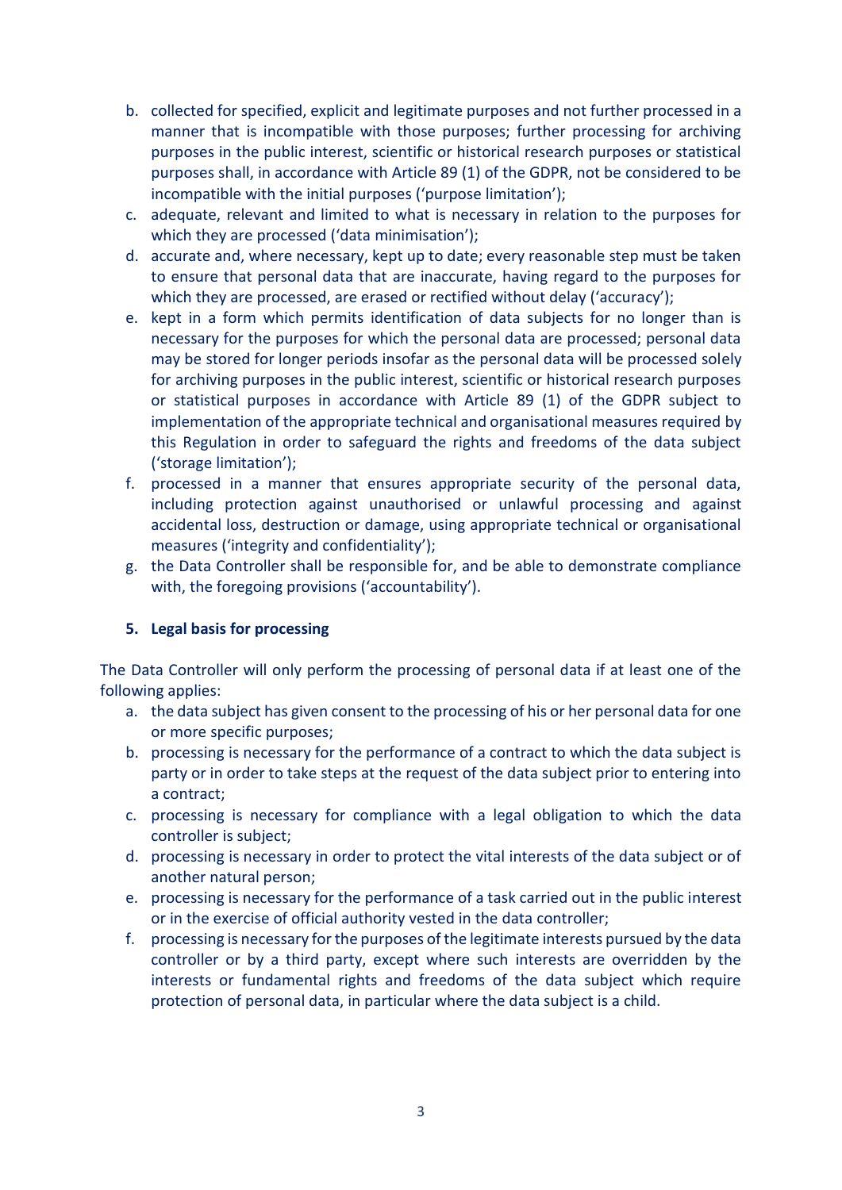b. collected for specified, explicit and legitimate purposes and not further processed in a manner that is incompatible with those purposes; further processing for archiving purposes in the public interest, scientific or historical research purposes or statistical purposes shall, in accordance with Article 89 (1) of the GDPR, not be considered to be incompatible with the initial purposes ('purpose limitation');
c. adequate, relevant and limited to what is necessary in relation to the purposes for which they are processed ('data minimisation');
d. accurate and, where necessary, kept up to date; every reasonable step must be taken to ensure that personal data that are inaccurate, having regard to the purposes for which they are processed, are erased or rectified without delay ('accuracy');
e. kept in a form which permits identification of data subjects for no longer than is necessary for the purposes for which the personal data are processed; personal data may be stored for longer periods insofar as the personal data will be processed solely for archiving purposes in the public interest, scientific or historical research purposes or statistical purposes in accordance with Article 89 (1) of the GDPR subject to implementation of the appropriate technical and organisational measures required by this Regulation in order to safeguard the rights and freedoms of the data subject ('storage limitation');
f. processed in a manner that ensures appropriate security of the personal data, including protection against unauthorised or unlawful processing and against accidental loss, destruction or damage, using appropriate technical or organisational measures ('integrity and confidentiality');
g. the Data Controller shall be responsible for, and be able to demonstrate compliance with, the foregoing provisions ('accountability').

## 5. Legal basis for processing

The Data Controller will only perform the processing of personal data if at least one of the following applies:

a. the data subject has given consent to the processing of his or her personal data for one or more specific purposes;
b. processing is necessary for the performance of a contract to which the data subject is party or in order to take steps at the request of the data subject prior to entering into a contract;
c. processing is necessary for compliance with a legal obligation to which the data controller is subject;
d. processing is necessary in order to protect the vital interests of the data subject or of another natural person;
e. processing is necessary for the performance of a task carried out in the public interest or in the exercise of official authority vested in the data controller;
f. processing is necessary for the purposes of the legitimate interests pursued by the data controller or by a third party, except where such interests are overridden by the interests or fundamental rights and freedoms of the data subject which require protection of personal data, in particular where the data subject is a child.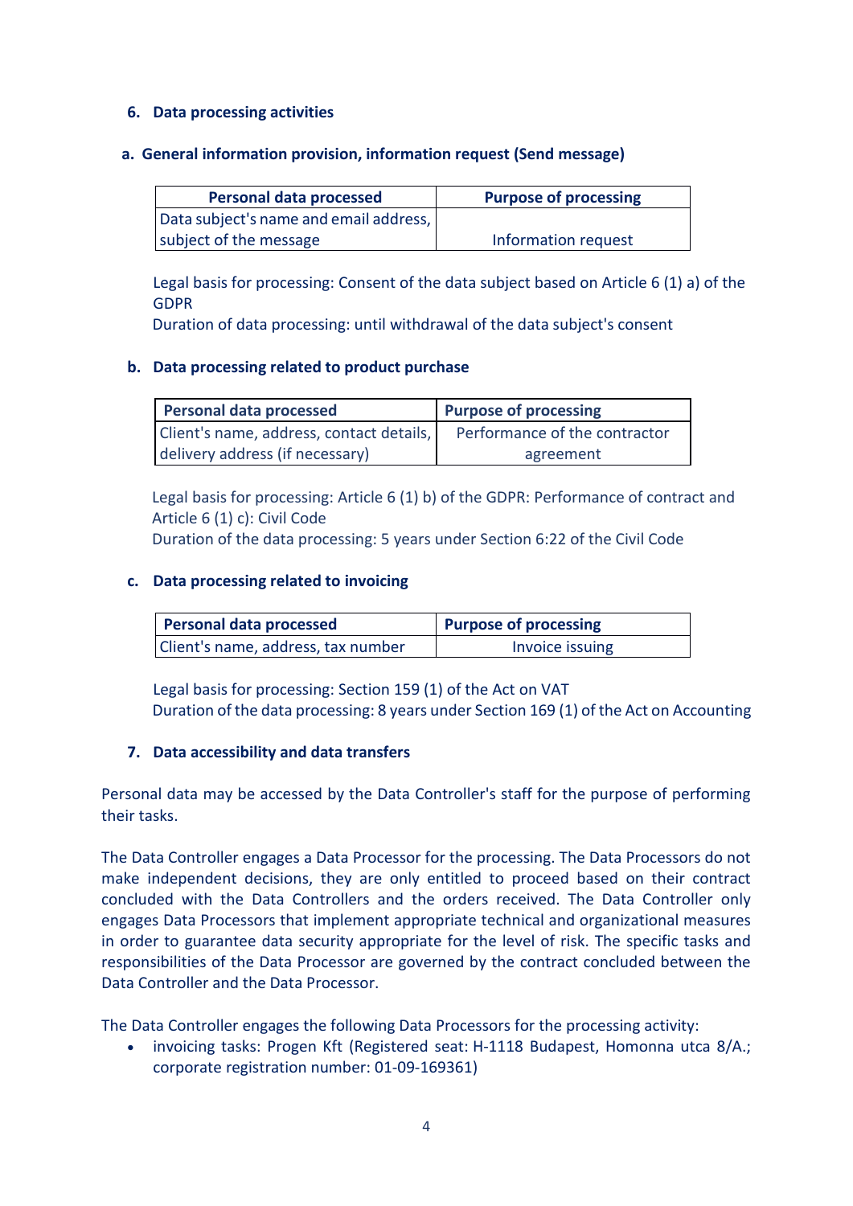## 6. Data processing activities

### a. General information provision, information request (Send message)

| Personal data processed | Purpose of processing |
| --- | --- |
| Data subject's name and email address, subject of the message | Information request |

Legal basis for processing: Consent of the data subject based on Article 6 (1) a) of the GDPR
Duration of data processing: until withdrawal of the data subject's consent

### b. Data processing related to product purchase

| Personal data processed | Purpose of processing |
| --- | --- |
| Client's name, address, contact details, delivery address (if necessary) | Performance of the contractor agreement |

Legal basis for processing: Article 6 (1) b) of the GDPR: Performance of contract and Article 6 (1) c): Civil Code
Duration of the data processing: 5 years under Section 6:22 of the Civil Code

### c. Data processing related to invoicing

| Personal data processed | Purpose of processing |
| --- | --- |
| Client's name, address, tax number | Invoice issuing |

Legal basis for processing: Section 159 (1) of the Act on VAT
Duration of the data processing: 8 years under Section 169 (1) of the Act on Accounting

## 7. Data accessibility and data transfers

Personal data may be accessed by the Data Controller's staff for the purpose of performing their tasks.

The Data Controller engages a Data Processor for the processing. The Data Processors do not make independent decisions, they are only entitled to proceed based on their contract concluded with the Data Controllers and the orders received. The Data Controller only engages Data Processors that implement appropriate technical and organizational measures in order to guarantee data security appropriate for the level of risk. The specific tasks and responsibilities of the Data Processor are governed by the contract concluded between the Data Controller and the Data Processor.

The Data Controller engages the following Data Processors for the processing activity:

- invoicing tasks: Progen Kft (Registered seat: H-1118 Budapest, Homonna utca 8/A.; corporate registration number: 01-09-169361)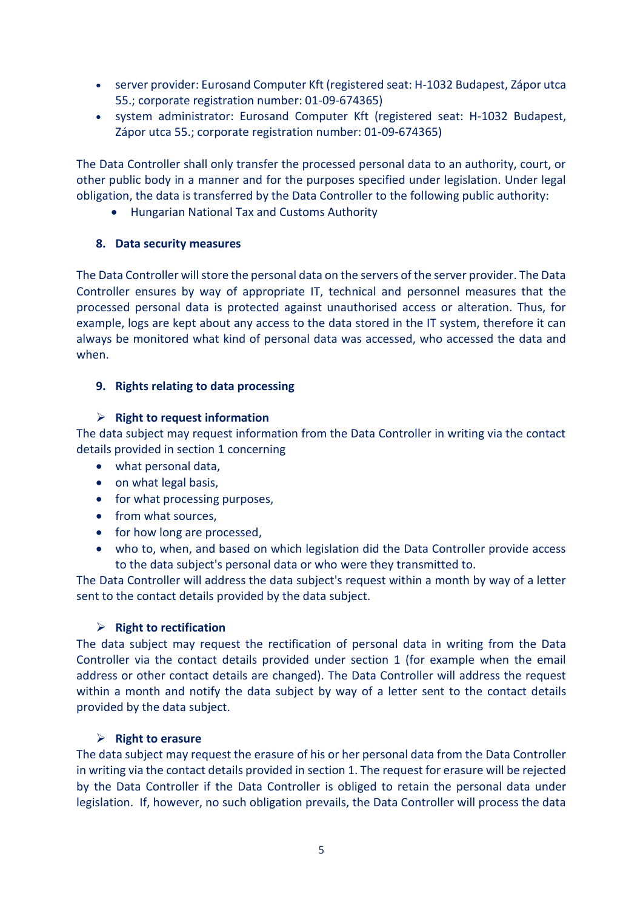- server provider: Eurosand Computer Kft (registered seat: H-1032 Budapest, Zápor utca 55.; corporate registration number: 01-09-674365)
- system administrator: Eurosand Computer Kft (registered seat: H-1032 Budapest, Zápor utca 55.; corporate registration number: 01-09-674365)

The Data Controller shall only transfer the processed personal data to an authority, court, or other public body in a manner and for the purposes specified under legislation. Under legal obligation, the data is transferred by the Data Controller to the following public authority:

- Hungarian National Tax and Customs Authority

## 8. Data security measures

The Data Controller will store the personal data on the servers of the server provider. The Data Controller ensures by way of appropriate IT, technical and personnel measures that the processed personal data is protected against unauthorised access or alteration. Thus, for example, logs are kept about any access to the data stored in the IT system, therefore it can always be monitored what kind of personal data was accessed, who accessed the data and when.

## 9. Rights relating to data processing

### Right to request information

The data subject may request information from the Data Controller in writing via the contact details provided in section 1 concerning

- what personal data,
- on what legal basis,
- for what processing purposes,
- from what sources,
- for how long are processed,
- who to, when, and based on which legislation did the Data Controller provide access to the data subject's personal data or who were they transmitted to.

The Data Controller will address the data subject's request within a month by way of a letter sent to the contact details provided by the data subject.

### Right to rectification

The data subject may request the rectification of personal data in writing from the Data Controller via the contact details provided under section 1 (for example when the email address or other contact details are changed). The Data Controller will address the request within a month and notify the data subject by way of a letter sent to the contact details provided by the data subject.

### Right to erasure

The data subject may request the erasure of his or her personal data from the Data Controller in writing via the contact details provided in section 1. The request for erasure will be rejected by the Data Controller if the Data Controller is obliged to retain the personal data under legislation. If, however, no such obligation prevails, the Data Controller will process the data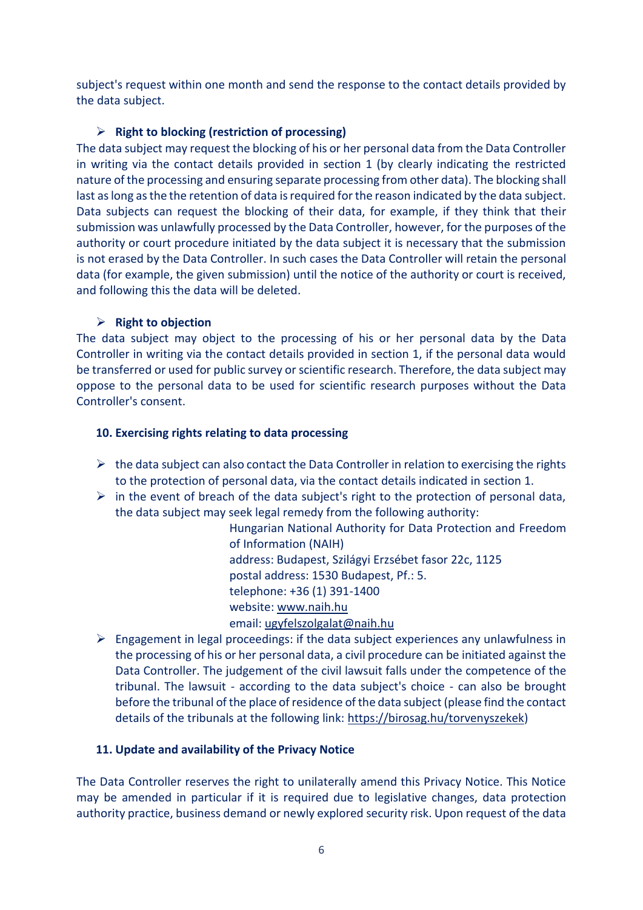subject's request within one month and send the response to the contact details provided by the data subject.

- **Right to blocking (restriction of processing)**

The data subject may request the blocking of his or her personal data from the Data Controller in writing via the contact details provided in section 1 (by clearly indicating the restricted nature of the processing and ensuring separate processing from other data). The blocking shall last as long as the the retention of data is required for the reason indicated by the data subject. Data subjects can request the blocking of their data, for example, if they think that their submission was unlawfully processed by the Data Controller, however, for the purposes of the authority or court procedure initiated by the data subject it is necessary that the submission is not erased by the Data Controller. In such cases the Data Controller will retain the personal data (for example, the given submission) until the notice of the authority or court is received, and following this the data will be deleted.

- **Right to objection**

The data subject may object to the processing of his or her personal data by the Data Controller in writing via the contact details provided in section 1, if the personal data would be transferred or used for public survey or scientific research. Therefore, the data subject may oppose to the personal data to be used for scientific research purposes without the Data Controller's consent.

**10. Exercising rights relating to data processing**

- the data subject can also contact the Data Controller in relation to exercising the rights to the protection of personal data, via the contact details indicated in section 1.
- in the event of breach of the data subject's right to the protection of personal data, the data subject may seek legal remedy from the following authority:

  Hungarian National Authority for Data Protection and Freedom of Information (NAIH)
  address: Budapest, Szilágyi Erzsébet fasor 22c, 1125
  postal address: 1530 Budapest, Pf.: 5.
  telephone: +36 (1) 391-1400
  website: www.naih.hu
  email: ugyfelszolgalat@naih.hu

- Engagement in legal proceedings: if the data subject experiences any unlawfulness in the processing of his or her personal data, a civil procedure can be initiated against the Data Controller. The judgement of the civil lawsuit falls under the competence of the tribunal. The lawsuit - according to the data subject's choice - can also be brought before the tribunal of the place of residence of the data subject (please find the contact details of the tribunals at the following link: https://birosag.hu/torvenyszekek)

**11. Update and availability of the Privacy Notice**

The Data Controller reserves the right to unilaterally amend this Privacy Notice. This Notice may be amended in particular if it is required due to legislative changes, data protection authority practice, business demand or newly explored security risk. Upon request of the data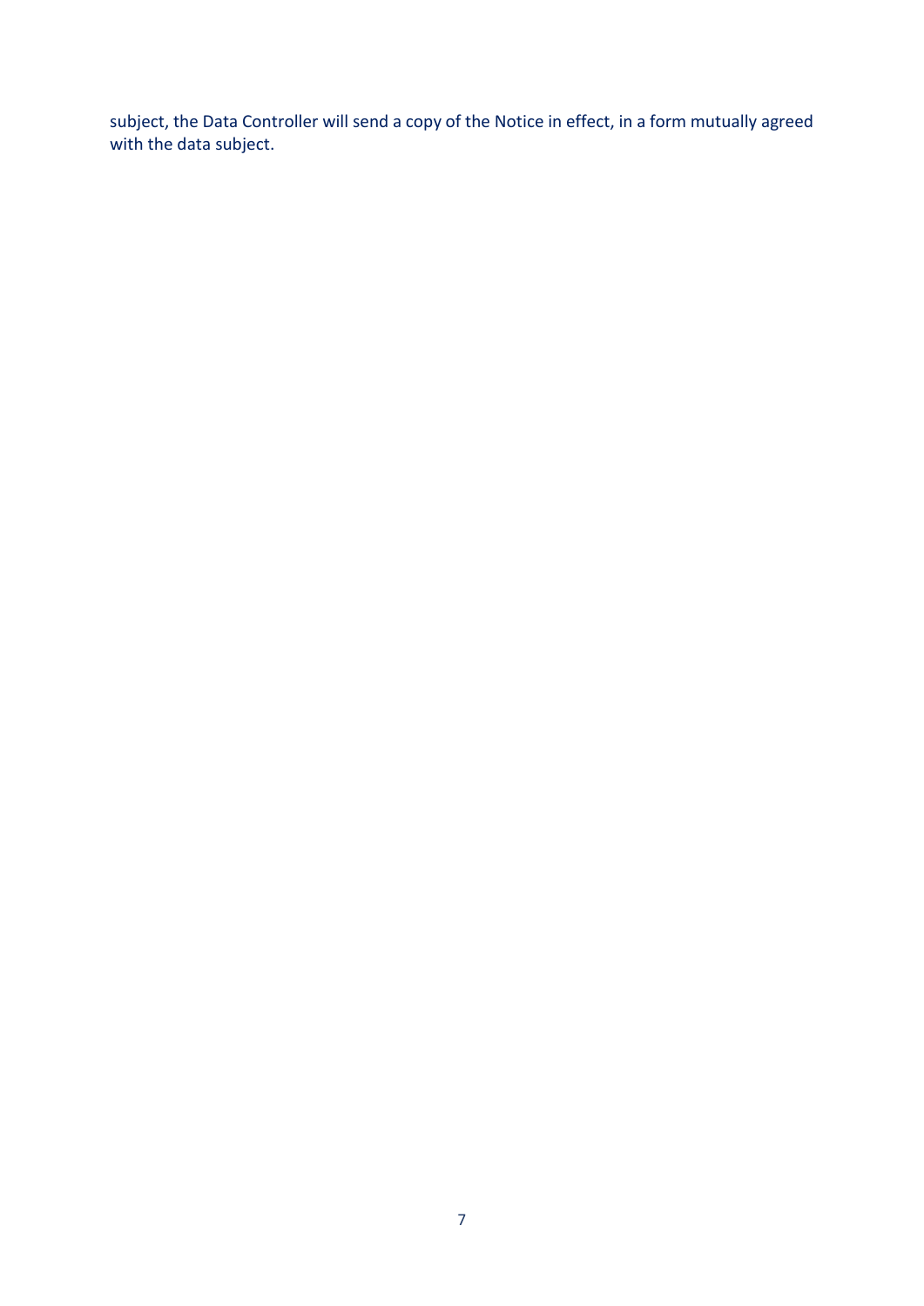subject, the Data Controller will send a copy of the Notice in effect, in a form mutually agreed with the data subject.